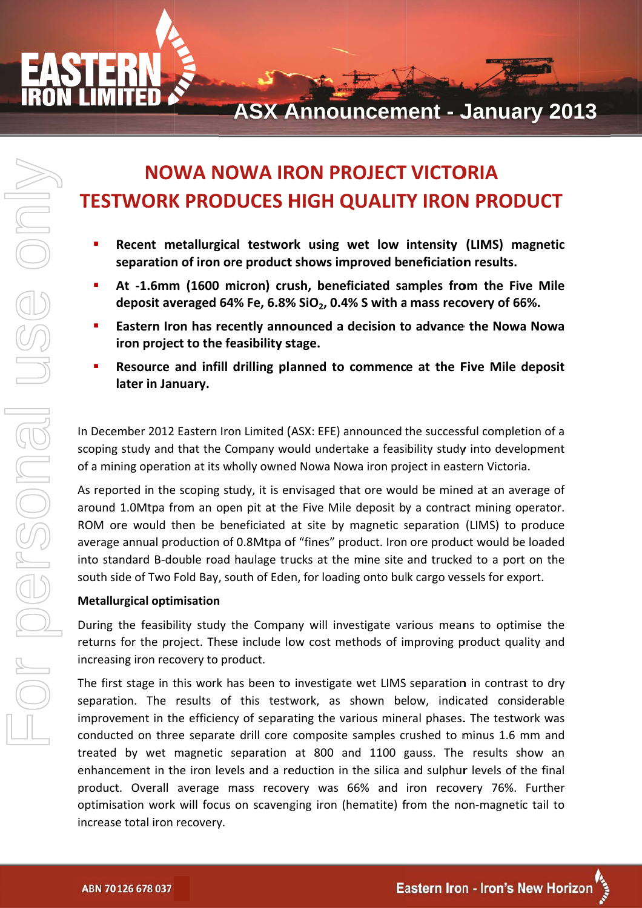# NOWA NOWA IRON PROJECT VICTORIA
# TESTWORK PRODUCES HIGH QUALITY IRON PRODUCT

- **Recent metallurgical testwork using wet low intensity (LIMS) magnetic separation of iron ore product shows improved beneficiation results.**
- **At -1.6mm (1600 micron) crush, beneficiated samples from the Five Mile deposit averaged 64% Fe, 6.8% $SiO_2$, 0.4% S with a mass recovery of 66%.**
- **Eastern Iron has recently announced a decision to advance the Nowa Nowa iron project to the feasibility stage.**
- **Resource and infill drilling planned to commence at the Five Mile deposit later in January.**

In December 2012 Eastern Iron Limited (ASX: EFE) announced the successful completion of a scoping study and that the Company would undertake a feasibility study into development of a mining operation at its wholly owned Nowa Nowa iron project in eastern Victoria.

As reported in the scoping study, it is envisaged that ore would be mined at an average of around 1.0Mtpa from an open pit at the Five Mile deposit by a contract mining operator. ROM ore would then be beneficiated at site by magnetic separation (LIMS) to produce average annual production of 0.8Mtpa of "fines" product. Iron ore product would be loaded into standard B-double road haulage trucks at the mine site and trucked to a port on the south side of Two Fold Bay, south of Eden, for loading onto bulk cargo vessels for export.

**Metallurgical optimisation**

During the feasibility study the Company will investigate various means to optimise the returns for the project. These include low cost methods of improving product quality and increasing iron recovery to product.

The first stage in this work has been to investigate wet LIMS separation in contrast to dry separation. The results of this testwork, as shown below, indicated considerable improvement in the efficiency of separating the various mineral phases. The testwork was conducted on three separate drill core composite samples crushed to minus 1.6 mm and treated by wet magnetic separation at 800 and 1100 gauss. The results show an enhancement in the iron levels and a reduction in the silica and sulphur levels of the final product. Overall average mass recovery was 66% and iron recovery 76%. Further optimisation work will focus on scavenging iron (hematite) from the non-magnetic tail to increase total iron recovery.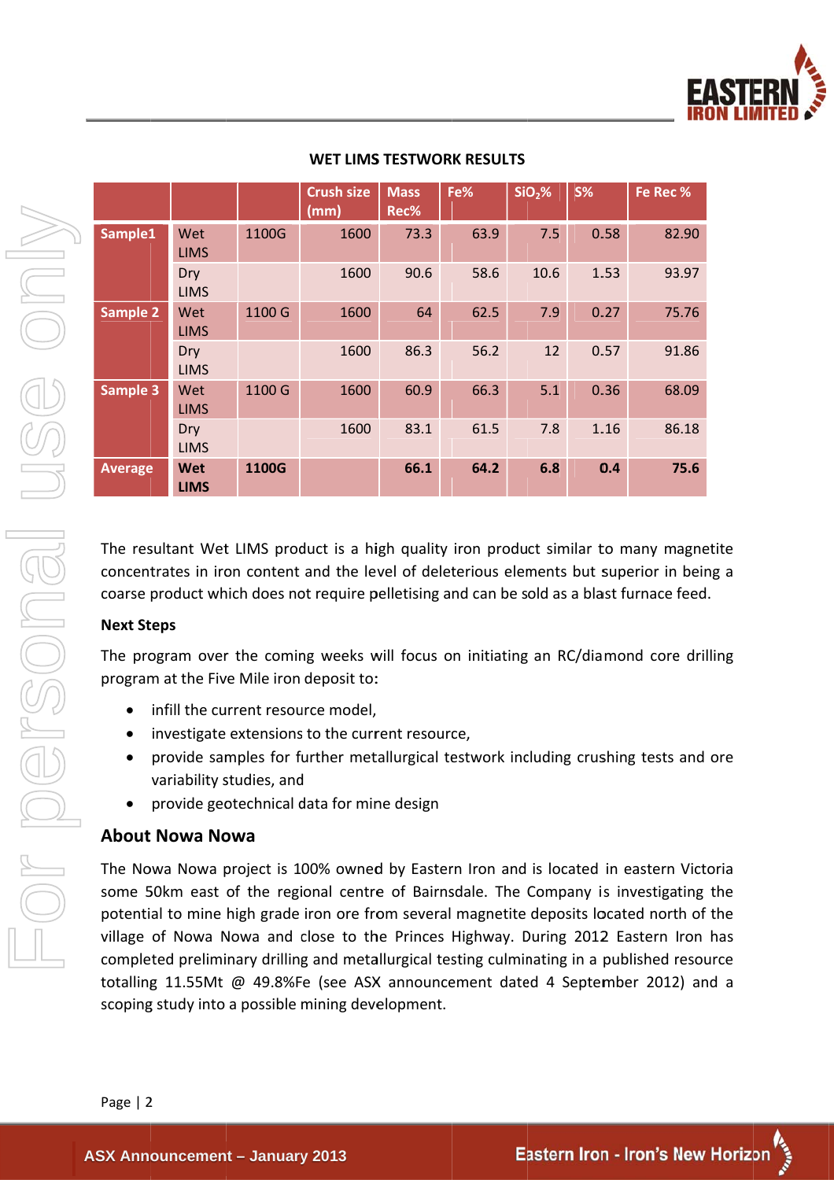**WET LIMS TESTWORK RESULTS**

| | | | Crush size (mm) | Mass Rec% | Fe% | $SiO_2$% | S% | Fe Rec % |
|---|---|---|---|---|---|---|---|---|
| **Sample1** | Wet LIMS | 1100G | 1600 | 73.3 | 63.9 | 7.5 | 0.58 | 82.90 |
| | Dry LIMS | | 1600 | 90.6 | 58.6 | 10.6 | 1.53 | 93.97 |
| **Sample 2** | Wet LIMS | 1100 G | 1600 | 64 | 62.5 | 7.9 | 0.27 | 75.76 |
| | Dry LIMS | | 1600 | 86.3 | 56.2 | 12 | 0.57 | 91.86 |
| **Sample 3** | Wet LIMS | 1100 G | 1600 | 60.9 | 66.3 | 5.1 | 0.36 | 68.09 |
| | Dry LIMS | | 1600 | 83.1 | 61.5 | 7.8 | 1.16 | 86.18 |
| **Average** | **Wet LIMS** | **1100G** | | **66.1** | **64.2** | **6.8** | **0.4** | **75.6** |

The resultant Wet LIMS product is a high quality iron product similar to many magnetite concentrates in iron content and the level of deleterious elements but superior in being a coarse product which does not require pelletising and can be sold as a blast furnace feed.

**Next Steps**

The program over the coming weeks will focus on initiating an RC/diamond core drilling program at the Five Mile iron deposit to:

- infill the current resource model,
- investigate extensions to the current resource,
- provide samples for further metallurgical testwork including crushing tests and ore variability studies, and
- provide geotechnical data for mine design

## About Nowa Nowa

The Nowa Nowa project is 100% owned by Eastern Iron and is located in eastern Victoria some 50km east of the regional centre of Bairnsdale. The Company is investigating the potential to mine high grade iron ore from several magnetite deposits located north of the village of Nowa Nowa and close to the Princes Highway. During 2012 Eastern Iron has completed preliminary drilling and metallurgical testing culminating in a published resource totalling 11.55Mt @ 49.8%Fe (see ASX announcement dated 4 September 2012) and a scoping study into a possible mining development.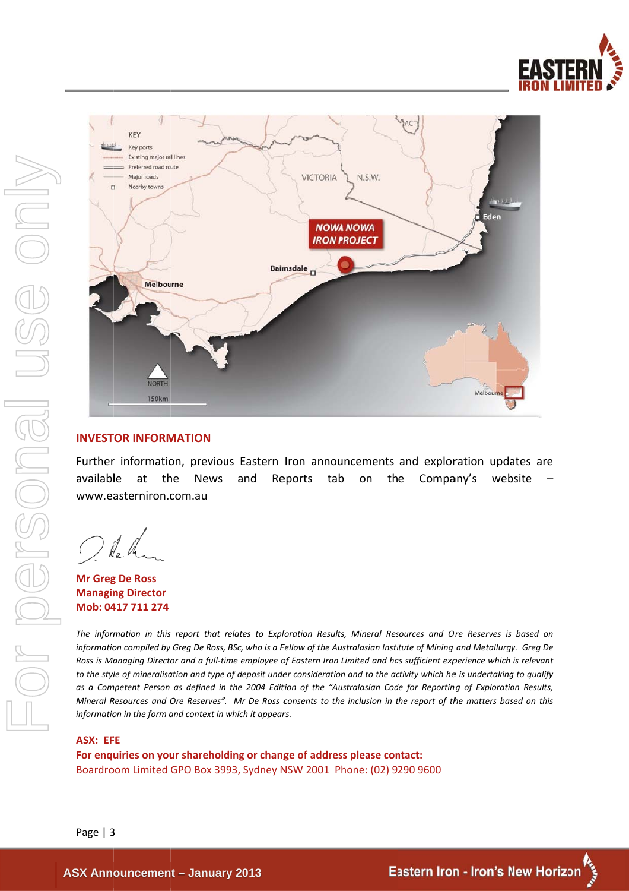KEY

Key ports

Existing major rail lines

Preferred road route

Major roads

Nearby towns

VICTORIA

N.S.W.

ACT

Eden

NOWA NOWA IRON PROJECT

Bairnsdale

Melbourne

NORTH

150km

Melbourne

## INVESTOR INFORMATION

Further information, previous Eastern Iron announcements and exploration updates are available at the News and Reports tab on the Company's website – www.easterniron.com.au

**Mr Greg De Ross**
**Managing Director**
**Mob: 0417 711 274**

*The information in this report that relates to Exploration Results, Mineral Resources and Ore Reserves is based on information compiled by Greg De Ross, BSc, who is a Fellow of the Australasian Institute of Mining and Metallurgy. Greg De Ross is Managing Director and a full-time employee of Eastern Iron Limited and has sufficient experience which is relevant to the style of mineralisation and type of deposit under consideration and to the activity which he is undertaking to qualify as a Competent Person as defined in the 2004 Edition of the "Australasian Code for Reporting of Exploration Results, Mineral Resources and Ore Reserves". Mr De Ross consents to the inclusion in the report of the matters based on this information in the form and context in which it appears.*

**ASX: EFE**

**For enquiries on your shareholding or change of address please contact:**

Boardroom Limited GPO Box 3993, Sydney NSW 2001 Phone: (02) 9290 9600